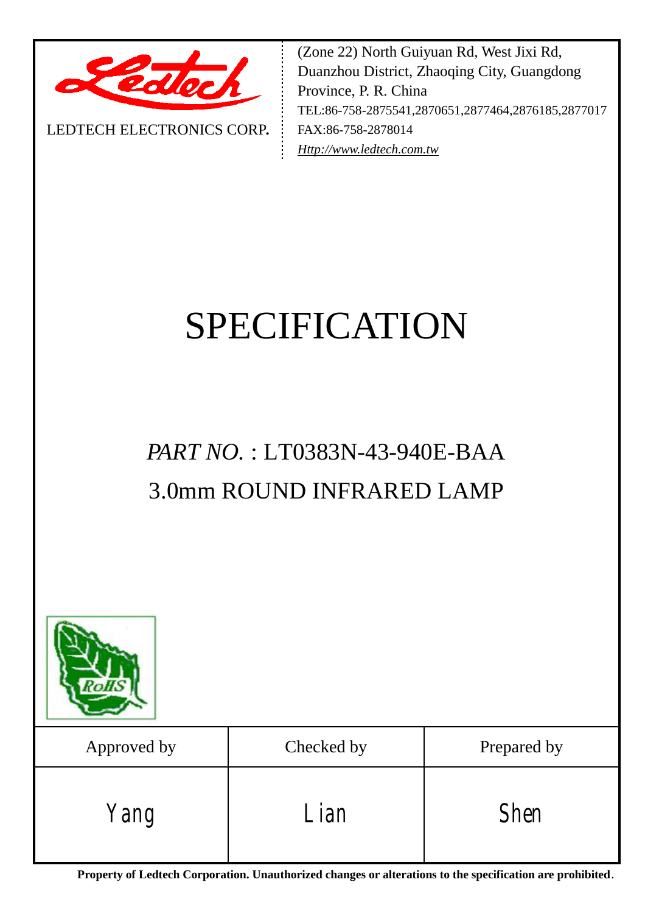LEDTECH ELECTRONICS CORP.

(Zone 22) North Guiyuan Rd, West Jixi Rd, Duanzhou District, Zhaoqing City, Guangdong Province, P. R. China
TEL:86-758-2875541,2870651,2877464,2876185,2877017
FAX:86-758-2878014
*Http://www.ledtech.com.tw*

# SPECIFICATION

## *PART NO.* : LT0383N-43-940E-BAA

## 3.0mm ROUND INFRARED LAMP

| Approved by | Checked by | Prepared by |
|---|---|---|
| Yang | Lian | Shen |

**Property of Ledtech Corporation. Unauthorized changes or alterations to the specification are prohibited**.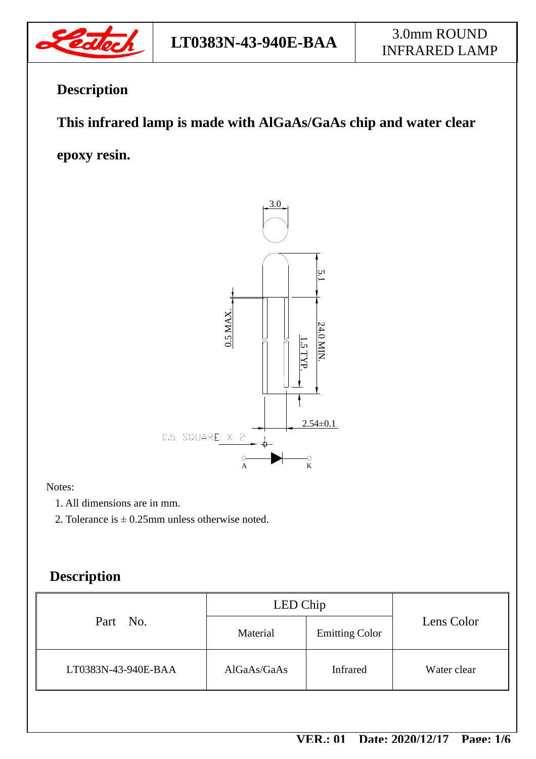## Description

**This infrared lamp is made with AlGaAs/GaAs chip and water clear epoxy resin.**

Notes:

1. All dimensions are in mm.
2. Tolerance is ± 0.25mm unless otherwise noted.

## Description

| Part No. | LED Chip | | Lens Color |
|---|---|---|---|
| | Material | Emitting Color | |
| LT0383N-43-940E-BAA | AlGaAs/GaAs | Infrared | Water clear |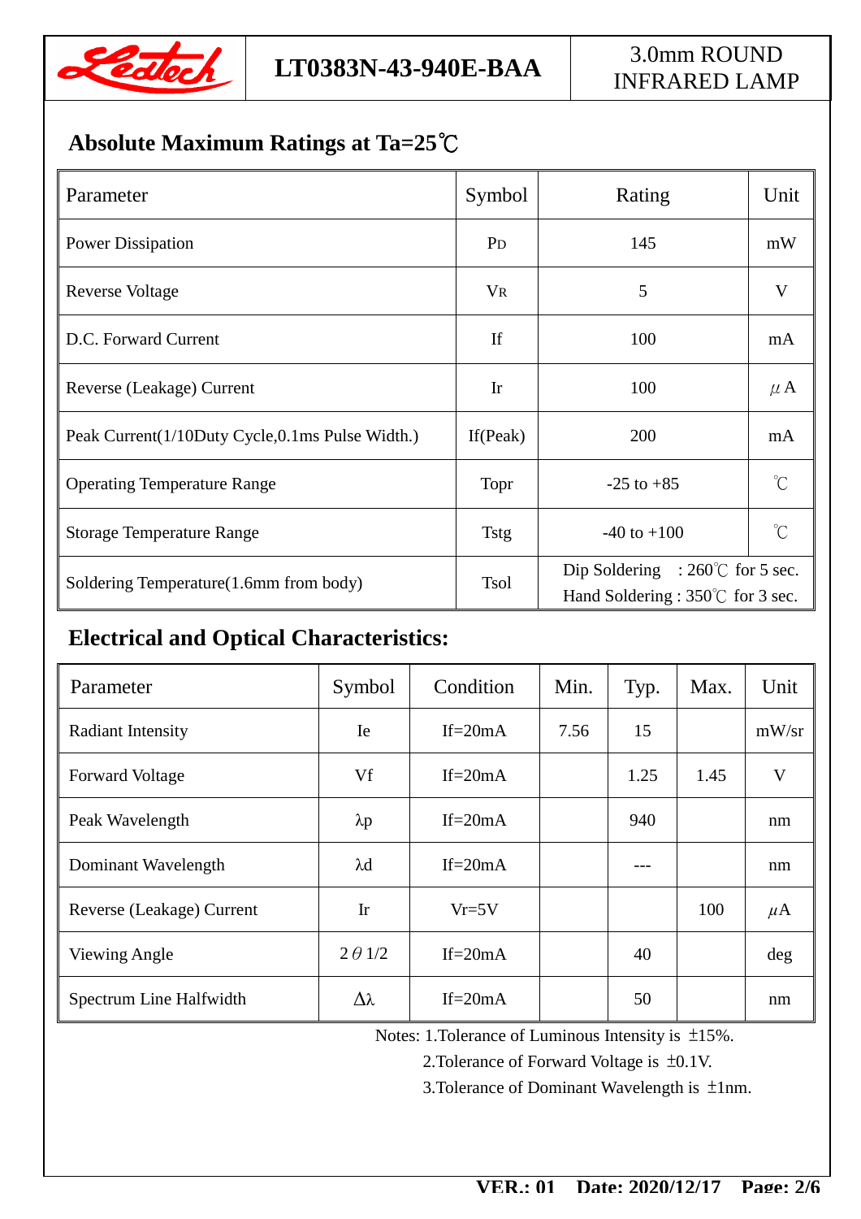## Absolute Maximum Ratings at Ta=25℃

| Parameter | Symbol | Rating | Unit |
|---|---|---|---|
| Power Dissipation | $P_D$ | 145 | mW |
| Reverse Voltage | $V_R$ | 5 | V |
| D.C. Forward Current | If | 100 | mA |
| Reverse (Leakage) Current | Ir | 100 | μA |
| Peak Current(1/10Duty Cycle,0.1ms Pulse Width.) | If(Peak) | 200 | mA |
| Operating Temperature Range | Topr | -25 to +85 | ℃ |
| Storage Temperature Range | Tstg | -40 to +100 | ℃ |
| Soldering Temperature(1.6mm from body) | Tsol | Dip Soldering : 260℃ for 5 sec.<br>Hand Soldering : 350℃ for 3 sec. | |

## Electrical and Optical Characteristics:

| Parameter | Symbol | Condition | Min. | Typ. | Max. | Unit |
|---|---|---|---|---|---|---|
| Radiant Intensity | Ie | If=20mA | 7.56 | 15 | | mW/sr |
| Forward Voltage | Vf | If=20mA | | 1.25 | 1.45 | V |
| Peak Wavelength | λp | If=20mA | | 940 | | nm |
| Dominant Wavelength | λd | If=20mA | | --- | | nm |
| Reverse (Leakage) Current | Ir | Vr=5V | | | 100 | μA |
| Viewing Angle | $2\theta 1/2$ | If=20mA | | 40 | | deg |
| Spectrum Line Halfwidth | Δλ | If=20mA | | 50 | | nm |

Notes: 1.Tolerance of Luminous Intensity is ±15%.

2.Tolerance of Forward Voltage is ±0.1V.

3.Tolerance of Dominant Wavelength is ±1nm.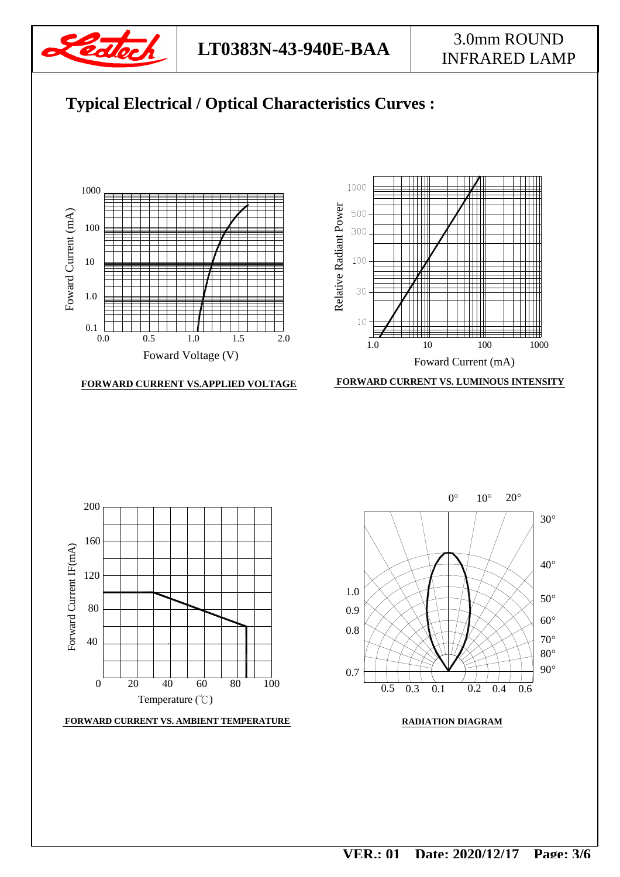## Typical Electrical / Optical Characteristics Curves :

Foward Current (mA)

1000

100

10

1.0

0.1

0.0 0.5 1.0 1.5 2.0

Foward Voltage (V)

**FORWARD CURRENT VS.APPLIED VOLTAGE**

Relative Radiant Power

1000

500

300

100

30

10

1.0 10 100 1000

Foward Current (mA)

**FORWARD CURRENT VS. LUMINOUS INTENSITY**

Forward Current IF(mA)

200

160

120

80

40

0

0 20 40 60 80 100

Temperature (℃)

**FORWARD CURRENT VS. AMBIENT TEMPERATURE**

0° 10° 20° 30° 40° 50° 60° 70° 80° 90°

1.0

0.9

0.8

0.7

0.5 0.3 0.1 0.2 0.4 0.6

**RADIATION DIAGRAM**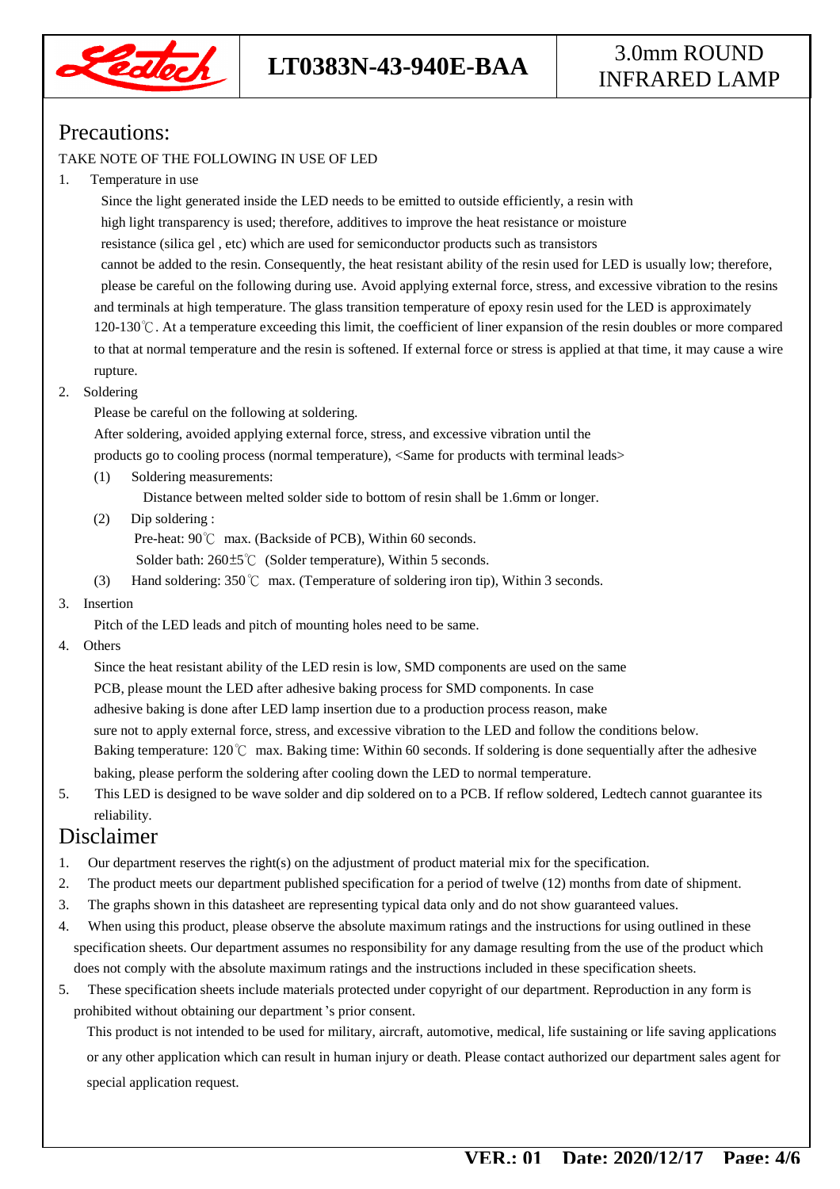## Precautions:

TAKE NOTE OF THE FOLLOWING IN USE OF LED

1. Temperature in use

   Since the light generated inside the LED needs to be emitted to outside efficiently, a resin with high light transparency is used; therefore, additives to improve the heat resistance or moisture resistance (silica gel , etc) which are used for semiconductor products such as transistors cannot be added to the resin. Consequently, the heat resistant ability of the resin used for LED is usually low; therefore, please be careful on the following during use. Avoid applying external force, stress, and excessive vibration to the resins and terminals at high temperature. The glass transition temperature of epoxy resin used for the LED is approximately 120-130℃. At a temperature exceeding this limit, the coefficient of liner expansion of the resin doubles or more compared to that at normal temperature and the resin is softened. If external force or stress is applied at that time, it may cause a wire rupture.

2. Soldering

   Please be careful on the following at soldering.

   After soldering, avoided applying external force, stress, and excessive vibration until the products go to cooling process (normal temperature), <Same for products with terminal leads>

   (1) Soldering measurements:

   Distance between melted solder side to bottom of resin shall be 1.6mm or longer.

   (2) Dip soldering :

   Pre-heat: 90℃ max. (Backside of PCB), Within 60 seconds.

   Solder bath: 260±5℃ (Solder temperature), Within 5 seconds.

   (3) Hand soldering: 350℃ max. (Temperature of soldering iron tip), Within 3 seconds.

3. Insertion

   Pitch of the LED leads and pitch of mounting holes need to be same.

4. Others

   Since the heat resistant ability of the LED resin is low, SMD components are used on the same PCB, please mount the LED after adhesive baking process for SMD components. In case adhesive baking is done after LED lamp insertion due to a production process reason, make sure not to apply external force, stress, and excessive vibration to the LED and follow the conditions below.

   Baking temperature: 120℃ max. Baking time: Within 60 seconds. If soldering is done sequentially after the adhesive baking, please perform the soldering after cooling down the LED to normal temperature.

5. This LED is designed to be wave solder and dip soldered on to a PCB. If reflow soldered, Ledtech cannot guarantee its reliability.

## Disclaimer

1. Our department reserves the right(s) on the adjustment of product material mix for the specification.
2. The product meets our department published specification for a period of twelve (12) months from date of shipment.
3. The graphs shown in this datasheet are representing typical data only and do not show guaranteed values.
4. When using this product, please observe the absolute maximum ratings and the instructions for using outlined in these specification sheets. Our department assumes no responsibility for any damage resulting from the use of the product which does not comply with the absolute maximum ratings and the instructions included in these specification sheets.
5. These specification sheets include materials protected under copyright of our department. Reproduction in any form is prohibited without obtaining our department's prior consent.

   This product is not intended to be used for military, aircraft, automotive, medical, life sustaining or life saving applications or any other application which can result in human injury or death. Please contact authorized our department sales agent for special application request.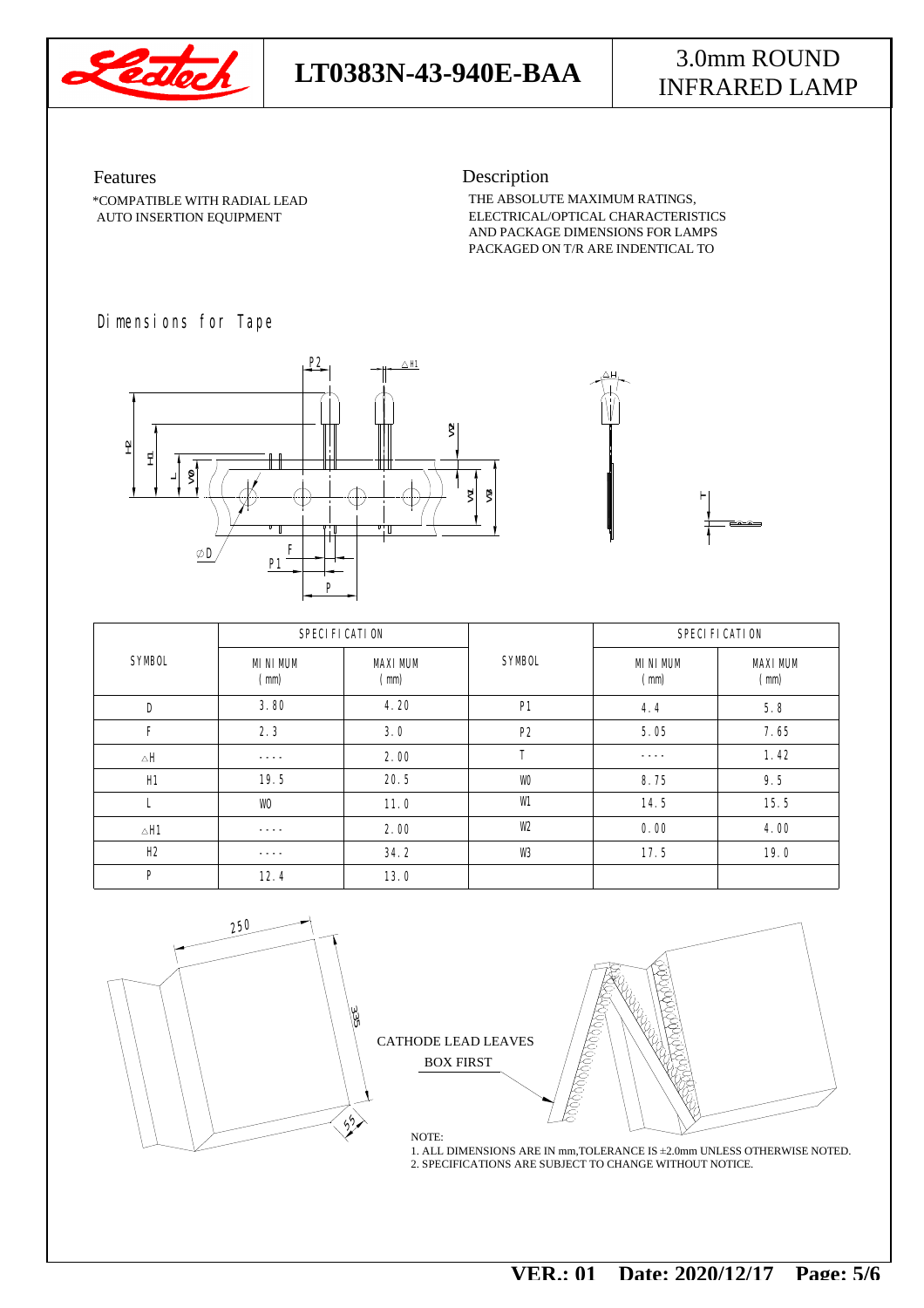# LT0383N-43-940E-BAA

## 3.0mm ROUND INFRARED LAMP

### Features

*COMPATIBLE WITH RADIAL LEAD AUTO INSERTION EQUIPMENT

### Description

THE ABSOLUTE MAXIMUM RATINGS, ELECTRICAL/OPTICAL CHARACTERISTICS AND PACKAGE DIMENSIONS FOR LAMPS PACKAGED ON T/R ARE INDENTICAL TO

### Dimensions for Tape

| SYMBOL | SPECIFICATION | | SYMBOL | SPECIFICATION | |
|---|---|---|---|---|---|
| | MINIMUM (mm) | MAXIMUM (mm) | | MINIMUM (mm) | MAXIMUM (mm) |
| D | 3.80 | 4.20 | P1 | 4.4 | 5.8 |
| F | 2.3 | 3.0 | P2 | 5.05 | 7.65 |
| △H | ---- | 2.00 | T | ---- | 1.42 |
| H1 | 19.5 | 20.5 | W0 | 8.75 | 9.5 |
| L | W0 | 11.0 | W1 | 14.5 | 15.5 |
| △H1 | ---- | 2.00 | W2 | 0.00 | 4.00 |
| H2 | ---- | 34.2 | W3 | 17.5 | 19.0 |
| P | 12.4 | 13.0 | | | |

250

335

55

CATHODE LEAD LEAVES BOX FIRST

NOTE:
1. ALL DIMENSIONS ARE IN mm,TOLERANCE IS ±2.0mm UNLESS OTHERWISE NOTED.
2. SPECIFICATIONS ARE SUBJECT TO CHANGE WITHOUT NOTICE.

VER.: 01 Date: 2020/12/17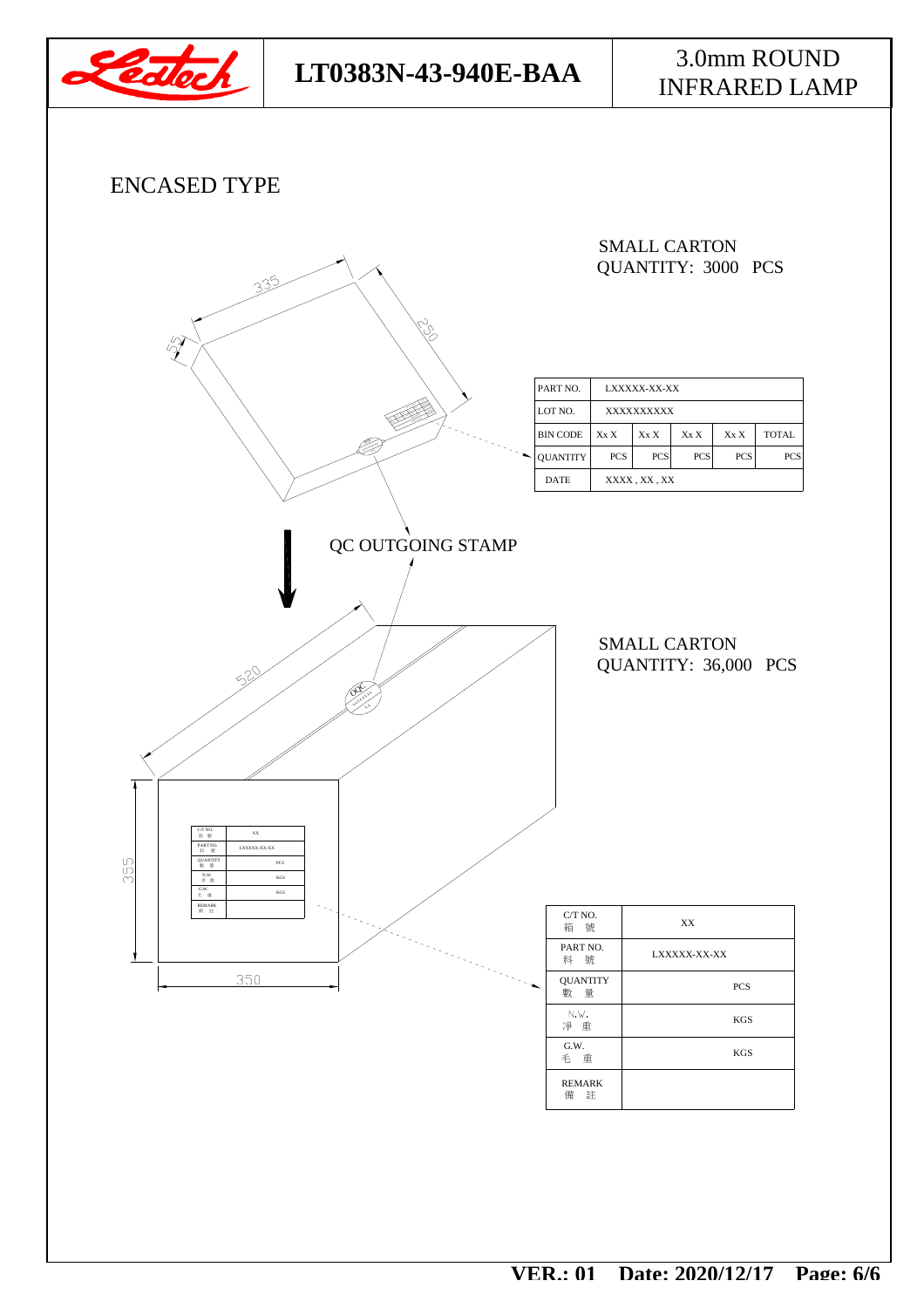# ENCASED TYPE

SMALL CARTON
QUANTITY: 3000 PCS

335

250

55

| | | | | | |
|---|---|---|---|---|---|
| PART NO. | LXXXXX-XX-XX | | | | |
| LOT NO. | XXXXXXXXXX | | | | |
| BIN CODE | Xx X | Xx X | Xx X | Xx X | TOTAL |
| QUANTITY | PCS | PCS | PCS | PCS | PCS |
| DATE | XXXX , XX , XX | | | | |

QC OUTGOING STAMP

SMALL CARTON
QUANTITY: 36,000 PCS

520

355

350

| | |
|---|---|
| C/T NO. 箱 號 | XX |
| PART NO. 料 號 | LXXXXX-XX-XX |
| QUANTITY 數 量 | PCS |
| N.W. 淨 重 | KGS |
| G.W. 毛 重 | KGS |
| REMARK 備 註 | |